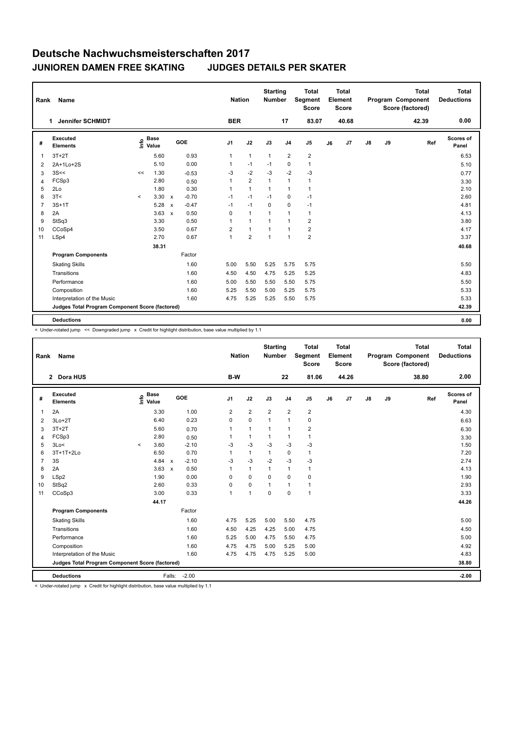# Deutsche Nachwuchsmeisterschaften 2017

## JUNIOREN DAMEN FREE SKATING JUDGES DETAILS PER SKATER

| Rank | Name | Nation | Starting Number | Total Segment Score | Total Element Score | Total Program Component Score (factored) | Total Deductions |
|---|---|---|---|---|---|---|---|
| 1 | Jennifer SCHMIDT | BER | 17 | 83.07 | 40.68 | 42.39 | 0.00 |

| # | Executed Elements | Info | Base Value | | GOE | J1 | J2 | J3 | J4 | J5 | J6 | J7 | J8 | J9 | Ref | Scores of Panel |
|---|---|---|---|---|---|---|---|---|---|---|---|---|---|---|---|---|
| 1 | 3T+2T | | 5.60 | | 0.93 | 1 | 1 | 1 | 2 | 2 | | | | | | 6.53 |
| 2 | 2A+1Lo+2S | | 5.10 | | 0.00 | 1 | -1 | -1 | 0 | 1 | | | | | | 5.10 |
| 3 | 3S<< | << | 1.30 | | -0.53 | -3 | -2 | -3 | -2 | -3 | | | | | | 0.77 |
| 4 | FCSp3 | | 2.80 | | 0.50 | 1 | 2 | 1 | 1 | 1 | | | | | | 3.30 |
| 5 | 2Lo | | 1.80 | | 0.30 | 1 | 1 | 1 | 1 | 1 | | | | | | 2.10 |
| 6 | 3T< | < | 3.30 | x | -0.70 | -1 | -1 | -1 | 0 | -1 | | | | | | 2.60 |
| 7 | 3S+1T | | 5.28 | x | -0.47 | -1 | -1 | 0 | 0 | -1 | | | | | | 4.81 |
| 8 | 2A | | 3.63 | x | 0.50 | 0 | 1 | 1 | 1 | 1 | | | | | | 4.13 |
| 9 | StSq3 | | 3.30 | | 0.50 | 1 | 1 | 1 | 1 | 2 | | | | | | 3.80 |
| 10 | CCoSp4 | | 3.50 | | 0.67 | 2 | 1 | 1 | 1 | 2 | | | | | | 4.17 |
| 11 | LSp4 | | 2.70 | | 0.67 | 1 | 2 | 1 | 1 | 2 | | | | | | 3.37 |
| | | | 38.31 | | | | | | | | | | | | | 40.68 |
| | **Program Components** | | | | Factor | | | | | | | | | | | |
| | Skating Skills | | | | 1.60 | 5.00 | 5.50 | 5.25 | 5.75 | 5.75 | | | | | | 5.50 |
| | Transitions | | | | 1.60 | 4.50 | 4.50 | 4.75 | 5.25 | 5.25 | | | | | | 4.83 |
| | Performance | | | | 1.60 | 5.00 | 5.50 | 5.50 | 5.50 | 5.75 | | | | | | 5.50 |
| | Composition | | | | 1.60 | 5.25 | 5.50 | 5.00 | 5.25 | 5.75 | | | | | | 5.33 |
| | Interpretation of the Music | | | | 1.60 | 4.75 | 5.25 | 5.25 | 5.50 | 5.75 | | | | | | 5.33 |
| | **Judges Total Program Component Score (factored)** | | | | | | | | | | | | | | | 42.39 |
| | **Deductions** | | | | | | | | | | | | | | | 0.00 |

< Under-rotated jump << Downgraded jump x Credit for highlight distribution, base value multiplied by 1.1

| Rank | Name | Nation | Starting Number | Total Segment Score | Total Element Score | Total Program Component Score (factored) | Total Deductions |
|---|---|---|---|---|---|---|---|
| 2 | Dora HUS | B-W | 22 | 81.06 | 44.26 | 38.80 | 2.00 |

| # | Executed Elements | Info | Base Value | | GOE | J1 | J2 | J3 | J4 | J5 | J6 | J7 | J8 | J9 | Ref | Scores of Panel |
|---|---|---|---|---|---|---|---|---|---|---|---|---|---|---|---|---|
| 1 | 2A | | 3.30 | | 1.00 | 2 | 2 | 2 | 2 | 2 | | | | | | 4.30 |
| 2 | 3Lo+2T | | 6.40 | | 0.23 | 0 | 0 | 1 | 1 | 0 | | | | | | 6.63 |
| 3 | 3T+2T | | 5.60 | | 0.70 | 1 | 1 | 1 | 1 | 2 | | | | | | 6.30 |
| 4 | FCSp3 | | 2.80 | | 0.50 | 1 | 1 | 1 | 1 | 1 | | | | | | 3.30 |
| 5 | 3Lo< | < | 3.60 | | -2.10 | -3 | -3 | -3 | -3 | -3 | | | | | | 1.50 |
| 6 | 3T+1T+2Lo | | 6.50 | | 0.70 | 1 | 1 | 1 | 0 | 1 | | | | | | 7.20 |
| 7 | 3S | | 4.84 | x | -2.10 | -3 | -3 | -2 | -3 | -3 | | | | | | 2.74 |
| 8 | 2A | | 3.63 | x | 0.50 | 1 | 1 | 1 | 1 | 1 | | | | | | 4.13 |
| 9 | LSp2 | | 1.90 | | 0.00 | 0 | 0 | 0 | 0 | 0 | | | | | | 1.90 |
| 10 | StSq2 | | 2.60 | | 0.33 | 0 | 0 | 1 | 1 | 1 | | | | | | 2.93 |
| 11 | CCoSp3 | | 3.00 | | 0.33 | 1 | 1 | 0 | 0 | 1 | | | | | | 3.33 |
| | | | 44.17 | | | | | | | | | | | | | 44.26 |
| | **Program Components** | | | | Factor | | | | | | | | | | | |
| | Skating Skills | | | | 1.60 | 4.75 | 5.25 | 5.00 | 5.50 | 4.75 | | | | | | 5.00 |
| | Transitions | | | | 1.60 | 4.50 | 4.25 | 4.25 | 5.00 | 4.75 | | | | | | 4.50 |
| | Performance | | | | 1.60 | 5.25 | 5.00 | 4.75 | 5.50 | 4.75 | | | | | | 5.00 |
| | Composition | | | | 1.60 | 4.75 | 4.75 | 5.00 | 5.25 | 5.00 | | | | | | 4.92 |
| | Interpretation of the Music | | | | 1.60 | 4.75 | 4.75 | 4.75 | 5.25 | 5.00 | | | | | | 4.83 |
| | **Judges Total Program Component Score (factored)** | | | | | | | | | | | | | | | 38.80 |
| | **Deductions** | | | Falls: | -2.00 | | | | | | | | | | | -2.00 |

< Under-rotated jump x Credit for highlight distribution, base value multiplied by 1.1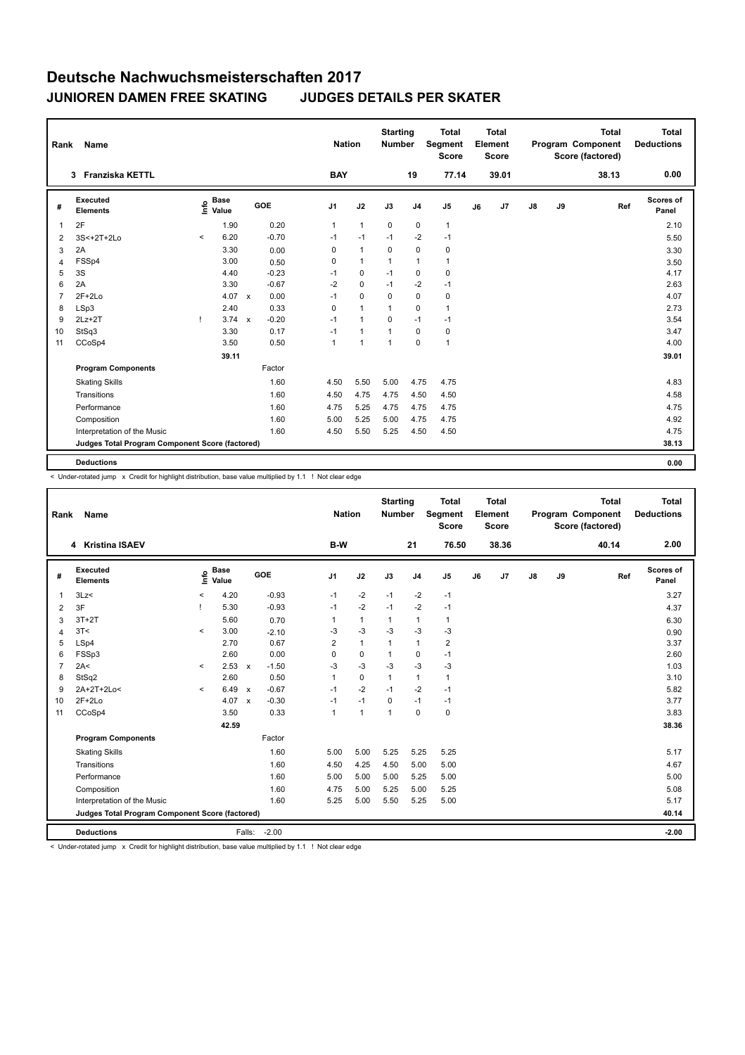# Deutsche Nachwuchsmeisterschaften 2017

## JUNIOREN DAMEN FREE SKATING JUDGES DETAILS PER SKATER

| Rank | Name | Nation | Starting Number | Total Segment Score | Total Element Score | Total Program Component Score (factored) | Total Deductions |
|---|---|---|---|---|---|---|---|
| 3 | Franziska KETTL | BAY | 19 | 77.14 | 39.01 | 38.13 | 0.00 |

| # | Executed Elements | Info | Base Value | | GOE | J1 | J2 | J3 | J4 | J5 | J6 | J7 | J8 | J9 | Ref | Scores of Panel |
|---|---|---|---|---|---|---|---|---|---|---|---|---|---|---|---|---|
| 1 | 2F | | 1.90 | | 0.20 | 1 | 1 | 0 | 0 | 1 | | | | | | 2.10 |
| 2 | 3S<+2T+2Lo | < | 6.20 | | -0.70 | -1 | -1 | -1 | -2 | -1 | | | | | | 5.50 |
| 3 | 2A | | 3.30 | | 0.00 | 0 | 1 | 0 | 0 | 0 | | | | | | 3.30 |
| 4 | FSSp4 | | 3.00 | | 0.50 | 0 | 1 | 1 | 1 | 1 | | | | | | 3.50 |
| 5 | 3S | | 4.40 | | -0.23 | -1 | 0 | -1 | 0 | 0 | | | | | | 4.17 |
| 6 | 2A | | 3.30 | | -0.67 | -2 | 0 | -1 | -2 | -1 | | | | | | 2.63 |
| 7 | 2F+2Lo | | 4.07 | x | 0.00 | -1 | 0 | 0 | 0 | 0 | | | | | | 4.07 |
| 8 | LSp3 | | 2.40 | | 0.33 | 0 | 1 | 1 | 0 | 1 | | | | | | 2.73 |
| 9 | 2Lz+2T | ! | 3.74 | x | -0.20 | -1 | 1 | 0 | -1 | -1 | | | | | | 3.54 |
| 10 | StSq3 | | 3.30 | | 0.17 | -1 | 1 | 1 | 0 | 0 | | | | | | 3.47 |
| 11 | CCoSp4 | | 3.50 | | 0.50 | 1 | 1 | 1 | 0 | 1 | | | | | | 4.00 |
| | | | 39.11 | | | | | | | | | | | | | 39.01 |
| | **Program Components** | | | | Factor | | | | | | | | | | | |
| | Skating Skills | | | | 1.60 | 4.50 | 5.50 | 5.00 | 4.75 | 4.75 | | | | | | 4.83 |
| | Transitions | | | | 1.60 | 4.50 | 4.75 | 4.75 | 4.50 | 4.50 | | | | | | 4.58 |
| | Performance | | | | 1.60 | 4.75 | 5.25 | 4.75 | 4.75 | 4.75 | | | | | | 4.75 |
| | Composition | | | | 1.60 | 5.00 | 5.25 | 5.00 | 4.75 | 4.75 | | | | | | 4.92 |
| | Interpretation of the Music | | | | 1.60 | 4.50 | 5.50 | 5.25 | 4.50 | 4.50 | | | | | | 4.75 |
| | **Judges Total Program Component Score (factored)** | | | | | | | | | | | | | | | 38.13 |
| | **Deductions** | | | | | | | | | | | | | | | 0.00 |

< Under-rotated jump x Credit for highlight distribution, base value multiplied by 1.1 ! Not clear edge

| Rank | Name | Nation | Starting Number | Total Segment Score | Total Element Score | Total Program Component Score (factored) | Total Deductions |
|---|---|---|---|---|---|---|---|
| 4 | Kristina ISAEV | B-W | 21 | 76.50 | 38.36 | 40.14 | 2.00 |

| # | Executed Elements | Info | Base Value | | GOE | J1 | J2 | J3 | J4 | J5 | J6 | J7 | J8 | J9 | Ref | Scores of Panel |
|---|---|---|---|---|---|---|---|---|---|---|---|---|---|---|---|---|
| 1 | 3Lz< | < | 4.20 | | -0.93 | -1 | -2 | -1 | -2 | -1 | | | | | | 3.27 |
| 2 | 3F | ! | 5.30 | | -0.93 | -1 | -2 | -1 | -2 | -1 | | | | | | 4.37 |
| 3 | 3T+2T | | 5.60 | | 0.70 | 1 | 1 | 1 | 1 | 1 | | | | | | 6.30 |
| 4 | 3T< | < | 3.00 | | -2.10 | -3 | -3 | -3 | -3 | -3 | | | | | | 0.90 |
| 5 | LSp4 | | 2.70 | | 0.67 | 2 | 1 | 1 | 1 | 2 | | | | | | 3.37 |
| 6 | FSSp3 | | 2.60 | | 0.00 | 0 | 0 | 1 | 0 | -1 | | | | | | 2.60 |
| 7 | 2A< | < | 2.53 | x | -1.50 | -3 | -3 | -3 | -3 | -3 | | | | | | 1.03 |
| 8 | StSq2 | | 2.60 | | 0.50 | 1 | 0 | 1 | 1 | 1 | | | | | | 3.10 |
| 9 | 2A+2T+2Lo< | < | 6.49 | x | -0.67 | -1 | -2 | -1 | -2 | -1 | | | | | | 5.82 |
| 10 | 2F+2Lo | | 4.07 | x | -0.30 | -1 | -1 | 0 | -1 | -1 | | | | | | 3.77 |
| 11 | CCoSp4 | | 3.50 | | 0.33 | 1 | 1 | 1 | 0 | 0 | | | | | | 3.83 |
| | | | 42.59 | | | | | | | | | | | | | 38.36 |
| | **Program Components** | | | | Factor | | | | | | | | | | | |
| | Skating Skills | | | | 1.60 | 5.00 | 5.00 | 5.25 | 5.25 | 5.25 | | | | | | 5.17 |
| | Transitions | | | | 1.60 | 4.50 | 4.25 | 4.50 | 5.00 | 5.00 | | | | | | 4.67 |
| | Performance | | | | 1.60 | 5.00 | 5.00 | 5.00 | 5.25 | 5.00 | | | | | | 5.00 |
| | Composition | | | | 1.60 | 4.75 | 5.00 | 5.25 | 5.00 | 5.25 | | | | | | 5.08 |
| | Interpretation of the Music | | | | 1.60 | 5.25 | 5.00 | 5.50 | 5.25 | 5.00 | | | | | | 5.17 |
| | **Judges Total Program Component Score (factored)** | | | | | | | | | | | | | | | 40.14 |
| | **Deductions** | | | Falls: | -2.00 | | | | | | | | | | | -2.00 |

< Under-rotated jump x Credit for highlight distribution, base value multiplied by 1.1 ! Not clear edge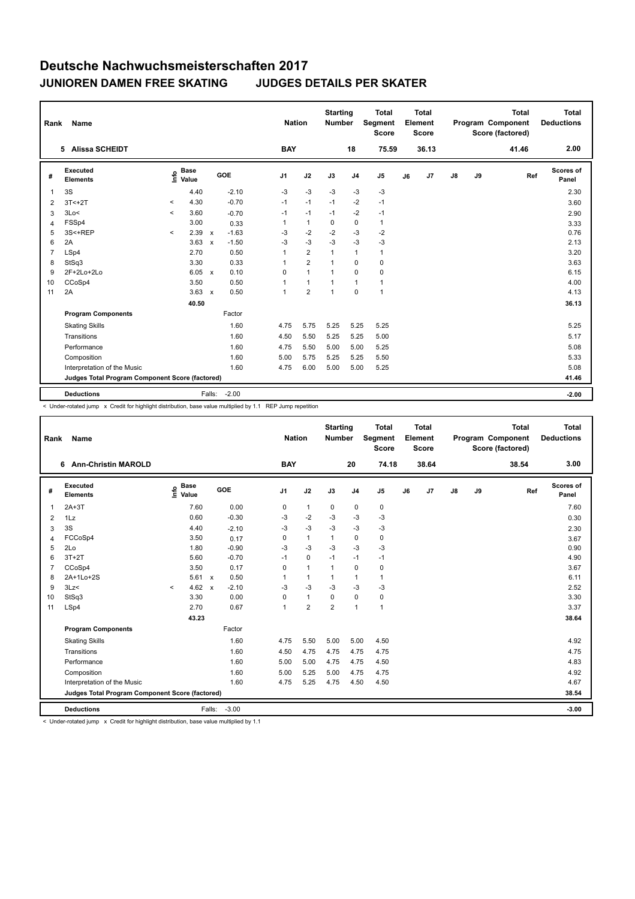# Deutsche Nachwuchsmeisterschaften 2017

## JUNIOREN DAMEN FREE SKATING JUDGES DETAILS PER SKATER

| Rank | Name | Nation | Starting Number | Total Segment Score | Total Element Score | Total Program Component Score (factored) | Total Deductions |
|---|---|---|---|---|---|---|---|
| 5 | Alissa SCHEIDT | BAY | 18 | 75.59 | 36.13 | 41.46 | 2.00 |

| # | Executed Elements | Info | Base Value | | GOE | J1 | J2 | J3 | J4 | J5 | J6 | J7 | J8 | J9 | Ref | Scores of Panel |
|---|---|---|---|---|---|---|---|---|---|---|---|---|---|---|---|---|
| 1 | 3S | | 4.40 | | -2.10 | -3 | -3 | -3 | -3 | -3 | | | | | | 2.30 |
| 2 | 3T<+2T | < | 4.30 | | -0.70 | -1 | -1 | -1 | -2 | -1 | | | | | | 3.60 |
| 3 | 3Lo< | < | 3.60 | | -0.70 | -1 | -1 | -1 | -2 | -1 | | | | | | 2.90 |
| 4 | FSSp4 | | 3.00 | | 0.33 | 1 | 1 | 0 | 0 | 1 | | | | | | 3.33 |
| 5 | 3S<+REP | < | 2.39 | x | -1.63 | -3 | -2 | -2 | -3 | -2 | | | | | | 0.76 |
| 6 | 2A | | 3.63 | x | -1.50 | -3 | -3 | -3 | -3 | -3 | | | | | | 2.13 |
| 7 | LSp4 | | 2.70 | | 0.50 | 1 | 2 | 1 | 1 | 1 | | | | | | 3.20 |
| 8 | StSq3 | | 3.30 | | 0.33 | 1 | 2 | 1 | 0 | 0 | | | | | | 3.63 |
| 9 | 2F+2Lo+2Lo | | 6.05 | x | 0.10 | 0 | 1 | 1 | 0 | 0 | | | | | | 6.15 |
| 10 | CCoSp4 | | 3.50 | | 0.50 | 1 | 1 | 1 | 1 | 1 | | | | | | 4.00 |
| 11 | 2A | | 3.63 | x | 0.50 | 1 | 2 | 1 | 0 | 1 | | | | | | 4.13 |
| | | | 40.50 | | | | | | | | | | | | | 36.13 |
| | **Program Components** | | | | Factor | | | | | | | | | | | |
| | Skating Skills | | | | 1.60 | 4.75 | 5.75 | 5.25 | 5.25 | 5.25 | | | | | | 5.25 |
| | Transitions | | | | 1.60 | 4.50 | 5.50 | 5.25 | 5.25 | 5.00 | | | | | | 5.17 |
| | Performance | | | | 1.60 | 4.75 | 5.50 | 5.00 | 5.00 | 5.25 | | | | | | 5.08 |
| | Composition | | | | 1.60 | 5.00 | 5.75 | 5.25 | 5.25 | 5.50 | | | | | | 5.33 |
| | Interpretation of the Music | | | | 1.60 | 4.75 | 6.00 | 5.00 | 5.00 | 5.25 | | | | | | 5.08 |
| | **Judges Total Program Component Score (factored)** | | | | | | | | | | | | | | | 41.46 |
| | **Deductions** | | | Falls: | -2.00 | | | | | | | | | | | -2.00 |

< Under-rotated jump x Credit for highlight distribution, base value multiplied by 1.1 REP Jump repetition

| Rank | Name | Nation | Starting Number | Total Segment Score | Total Element Score | Total Program Component Score (factored) | Total Deductions |
|---|---|---|---|---|---|---|---|
| 6 | Ann-Christin MAROLD | BAY | 20 | 74.18 | 38.64 | 38.54 | 3.00 |

| # | Executed Elements | Info | Base Value | | GOE | J1 | J2 | J3 | J4 | J5 | J6 | J7 | J8 | J9 | Ref | Scores of Panel |
|---|---|---|---|---|---|---|---|---|---|---|---|---|---|---|---|---|
| 1 | 2A+3T | | 7.60 | | 0.00 | 0 | 1 | 0 | 0 | 0 | | | | | | 7.60 |
| 2 | 1Lz | | 0.60 | | -0.30 | -3 | -2 | -3 | -3 | -3 | | | | | | 0.30 |
| 3 | 3S | | 4.40 | | -2.10 | -3 | -3 | -3 | -3 | -3 | | | | | | 2.30 |
| 4 | FCCoSp4 | | 3.50 | | 0.17 | 0 | 1 | 1 | 0 | 0 | | | | | | 3.67 |
| 5 | 2Lo | | 1.80 | | -0.90 | -3 | -3 | -3 | -3 | -3 | | | | | | 0.90 |
| 6 | 3T+2T | | 5.60 | | -0.70 | -1 | 0 | -1 | -1 | -1 | | | | | | 4.90 |
| 7 | CCoSp4 | | 3.50 | | 0.17 | 0 | 1 | 1 | 0 | 0 | | | | | | 3.67 |
| 8 | 2A+1Lo+2S | | 5.61 | x | 0.50 | 1 | 1 | 1 | 1 | 1 | | | | | | 6.11 |
| 9 | 3Lz< | < | 4.62 | x | -2.10 | -3 | -3 | -3 | -3 | -3 | | | | | | 2.52 |
| 10 | StSq3 | | 3.30 | | 0.00 | 0 | 1 | 0 | 0 | 0 | | | | | | 3.30 |
| 11 | LSp4 | | 2.70 | | 0.67 | 1 | 2 | 2 | 1 | 1 | | | | | | 3.37 |
| | | | 43.23 | | | | | | | | | | | | | 38.64 |
| | **Program Components** | | | | Factor | | | | | | | | | | | |
| | Skating Skills | | | | 1.60 | 4.75 | 5.50 | 5.00 | 5.00 | 4.50 | | | | | | 4.92 |
| | Transitions | | | | 1.60 | 4.50 | 4.75 | 4.75 | 4.75 | 4.75 | | | | | | 4.75 |
| | Performance | | | | 1.60 | 5.00 | 5.00 | 4.75 | 4.75 | 4.50 | | | | | | 4.83 |
| | Composition | | | | 1.60 | 5.00 | 5.25 | 5.00 | 4.75 | 4.75 | | | | | | 4.92 |
| | Interpretation of the Music | | | | 1.60 | 4.75 | 5.25 | 4.75 | 4.50 | 4.50 | | | | | | 4.67 |
| | **Judges Total Program Component Score (factored)** | | | | | | | | | | | | | | | 38.54 |
| | **Deductions** | | | Falls: | -3.00 | | | | | | | | | | | -3.00 |

< Under-rotated jump x Credit for highlight distribution, base value multiplied by 1.1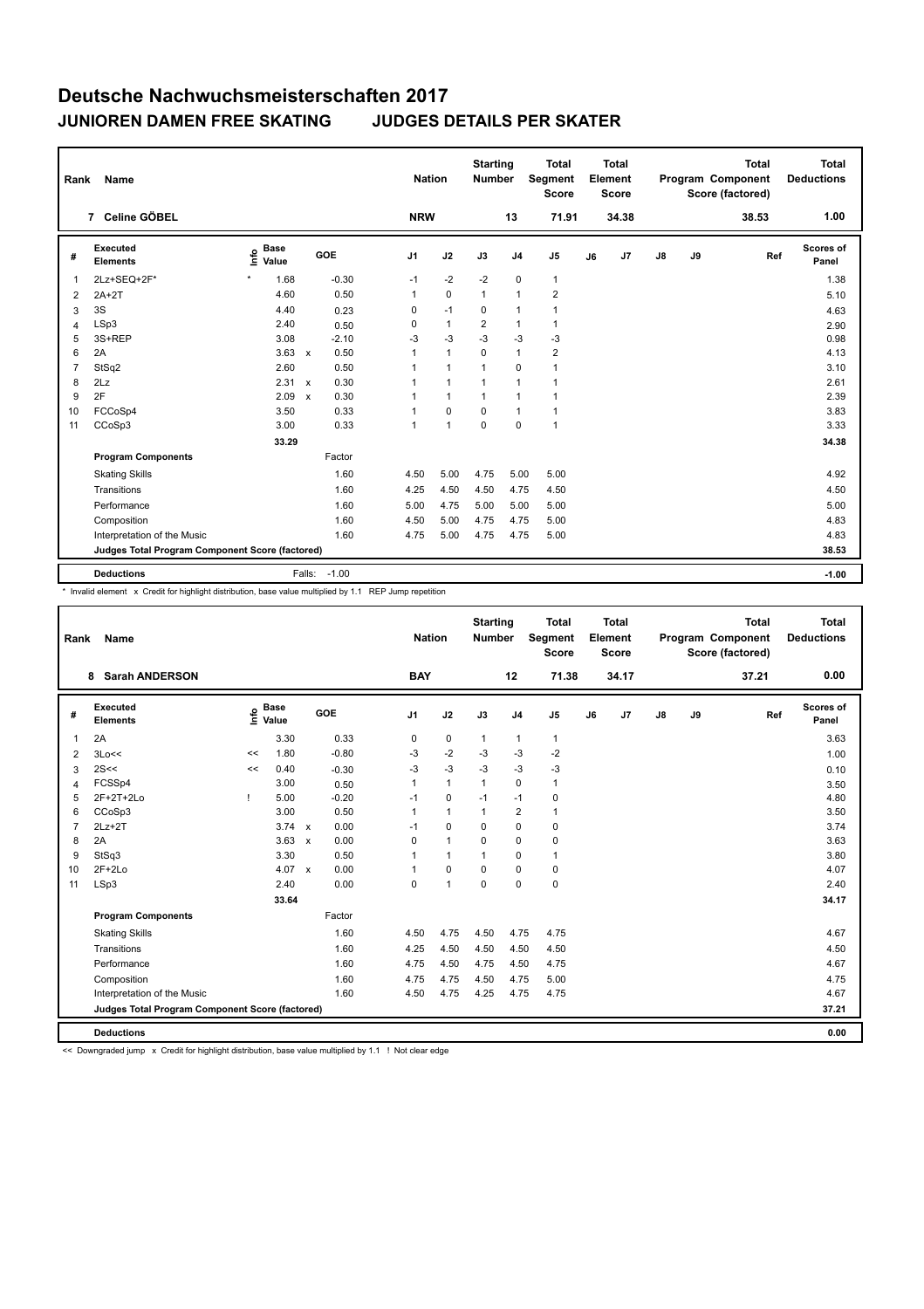# Deutsche Nachwuchsmeisterschaften 2017

## JUNIOREN DAMEN FREE SKATING JUDGES DETAILS PER SKATER

| Rank | Name | Nation | Starting Number | Total Segment Score | Total Element Score | Total Program Component Score (factored) | Total Deductions |
|---|---|---|---|---|---|---|---|
| 7 | Celine GÖBEL | NRW | 13 | 71.91 | 34.38 | 38.53 | 1.00 |

| # | Executed Elements | Info | Base Value | | GOE | J1 | J2 | J3 | J4 | J5 | J6 | J7 | J8 | J9 | Ref | Scores of Panel |
|---|---|---|---|---|---|---|---|---|---|---|---|---|---|---|---|---|
| 1 | 2Lz+SEQ+2F* | * | 1.68 | | -0.30 | -1 | -2 | -2 | 0 | 1 | | | | | | 1.38 |
| 2 | 2A+2T | | 4.60 | | 0.50 | 1 | 0 | 1 | 1 | 2 | | | | | | 5.10 |
| 3 | 3S | | 4.40 | | 0.23 | 0 | -1 | 0 | 1 | 1 | | | | | | 4.63 |
| 4 | LSp3 | | 2.40 | | 0.50 | 0 | 1 | 2 | 1 | 1 | | | | | | 2.90 |
| 5 | 3S+REP | | 3.08 | | -2.10 | -3 | -3 | -3 | -3 | -3 | | | | | | 0.98 |
| 6 | 2A | | 3.63 | x | 0.50 | 1 | 1 | 0 | 1 | 2 | | | | | | 4.13 |
| 7 | StSq2 | | 2.60 | | 0.50 | 1 | 1 | 1 | 0 | 1 | | | | | | 3.10 |
| 8 | 2Lz | | 2.31 | x | 0.30 | 1 | 1 | 1 | 1 | 1 | | | | | | 2.61 |
| 9 | 2F | | 2.09 | x | 0.30 | 1 | 1 | 1 | 1 | 1 | | | | | | 2.39 |
| 10 | FCCoSp4 | | 3.50 | | 0.33 | 1 | 0 | 0 | 1 | 1 | | | | | | 3.83 |
| 11 | CCoSp3 | | 3.00 | | 0.33 | 1 | 1 | 0 | 0 | 1 | | | | | | 3.33 |
| | | | 33.29 | | | | | | | | | | | | | 34.38 |
| | **Program Components** | | | | Factor | | | | | | | | | | | |
| | Skating Skills | | | | 1.60 | 4.50 | 5.00 | 4.75 | 5.00 | 5.00 | | | | | | 4.92 |
| | Transitions | | | | 1.60 | 4.25 | 4.50 | 4.50 | 4.75 | 4.50 | | | | | | 4.50 |
| | Performance | | | | 1.60 | 5.00 | 4.75 | 5.00 | 5.00 | 5.00 | | | | | | 5.00 |
| | Composition | | | | 1.60 | 4.50 | 5.00 | 4.75 | 4.75 | 5.00 | | | | | | 4.83 |
| | Interpretation of the Music | | | | 1.60 | 4.75 | 5.00 | 4.75 | 4.75 | 5.00 | | | | | | 4.83 |
| | **Judges Total Program Component Score (factored)** | | | | | | | | | | | | | | | 38.53 |
| | **Deductions** | | | Falls: | -1.00 | | | | | | | | | | | -1.00 |

\* Invalid element x Credit for highlight distribution, base value multiplied by 1.1 REP Jump repetition

| Rank | Name | Nation | Starting Number | Total Segment Score | Total Element Score | Total Program Component Score (factored) | Total Deductions |
|---|---|---|---|---|---|---|---|
| 8 | Sarah ANDERSON | BAY | 12 | 71.38 | 34.17 | 37.21 | 0.00 |

| # | Executed Elements | Info | Base Value | | GOE | J1 | J2 | J3 | J4 | J5 | J6 | J7 | J8 | J9 | Ref | Scores of Panel |
|---|---|---|---|---|---|---|---|---|---|---|---|---|---|---|---|---|
| 1 | 2A | | 3.30 | | 0.33 | 0 | 0 | 1 | 1 | 1 | | | | | | 3.63 |
| 2 | 3Lo<< | << | 1.80 | | -0.80 | -3 | -2 | -3 | -3 | -2 | | | | | | 1.00 |
| 3 | 2S<< | << | 0.40 | | -0.30 | -3 | -3 | -3 | -3 | -3 | | | | | | 0.10 |
| 4 | FCSSp4 | | 3.00 | | 0.50 | 1 | 1 | 1 | 0 | 1 | | | | | | 3.50 |
| 5 | 2F+2T+2Lo | ! | 5.00 | | -0.20 | -1 | 0 | -1 | -1 | 0 | | | | | | 4.80 |
| 6 | CCoSp3 | | 3.00 | | 0.50 | 1 | 1 | 1 | 2 | 1 | | | | | | 3.50 |
| 7 | 2Lz+2T | | 3.74 | x | 0.00 | -1 | 0 | 0 | 0 | 0 | | | | | | 3.74 |
| 8 | 2A | | 3.63 | x | 0.00 | 0 | 1 | 0 | 0 | 0 | | | | | | 3.63 |
| 9 | StSq3 | | 3.30 | | 0.50 | 1 | 1 | 1 | 0 | 1 | | | | | | 3.80 |
| 10 | 2F+2Lo | | 4.07 | x | 0.00 | 1 | 0 | 0 | 0 | 0 | | | | | | 4.07 |
| 11 | LSp3 | | 2.40 | | 0.00 | 0 | 1 | 0 | 0 | 0 | | | | | | 2.40 |
| | | | 33.64 | | | | | | | | | | | | | 34.17 |
| | **Program Components** | | | | Factor | | | | | | | | | | | |
| | Skating Skills | | | | 1.60 | 4.50 | 4.75 | 4.50 | 4.75 | 4.75 | | | | | | 4.67 |
| | Transitions | | | | 1.60 | 4.25 | 4.50 | 4.50 | 4.50 | 4.50 | | | | | | 4.50 |
| | Performance | | | | 1.60 | 4.75 | 4.50 | 4.75 | 4.50 | 4.75 | | | | | | 4.67 |
| | Composition | | | | 1.60 | 4.75 | 4.75 | 4.50 | 4.75 | 5.00 | | | | | | 4.75 |
| | Interpretation of the Music | | | | 1.60 | 4.50 | 4.75 | 4.25 | 4.75 | 4.75 | | | | | | 4.67 |
| | **Judges Total Program Component Score (factored)** | | | | | | | | | | | | | | | 37.21 |
| | **Deductions** | | | | | | | | | | | | | | | 0.00 |

<< Downgraded jump x Credit for highlight distribution, base value multiplied by 1.1 ! Not clear edge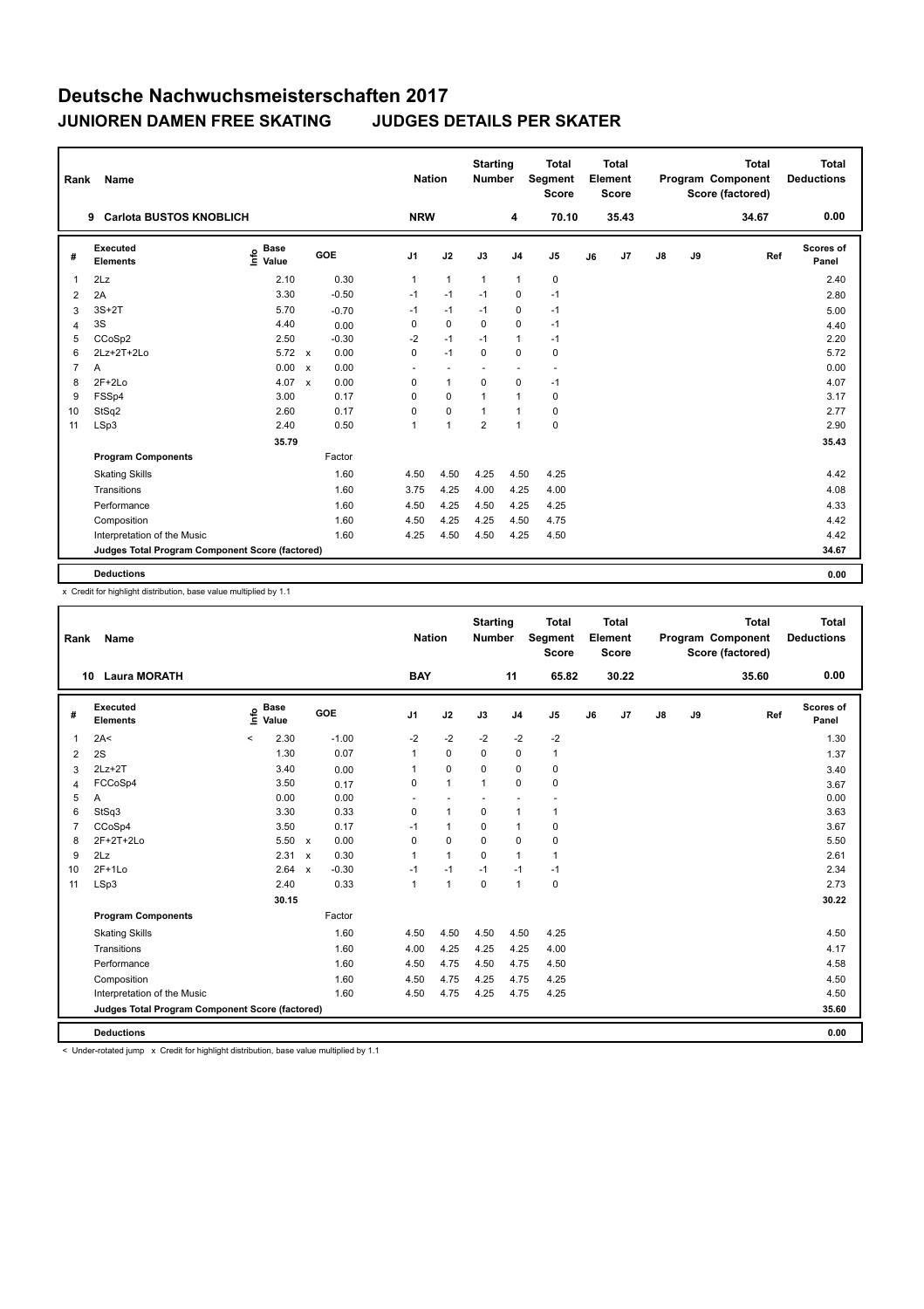# Deutsche Nachwuchsmeisterschaften 2017

## JUNIOREN DAMEN FREE SKATING JUDGES DETAILS PER SKATER

| Rank | Name | Nation | Starting Number | Total Segment Score | Total Element Score | Total Program Component Score (factored) | Total Deductions |
|---|---|---|---|---|---|---|---|
| 9 | Carlota BUSTOS KNOBLICH | NRW | 4 | 70.10 | 35.43 | 34.67 | 0.00 |

| # | Executed Elements | Info | Base Value | | GOE | J1 | J2 | J3 | J4 | J5 | J6 | J7 | J8 | J9 | Ref | Scores of Panel |
|---|---|---|---|---|---|---|---|---|---|---|---|---|---|---|---|---|
| 1 | 2Lz | | 2.10 | | 0.30 | 1 | 1 | 1 | 1 | 0 | | | | | | 2.40 |
| 2 | 2A | | 3.30 | | -0.50 | -1 | -1 | -1 | 0 | -1 | | | | | | 2.80 |
| 3 | 3S+2T | | 5.70 | | -0.70 | -1 | -1 | -1 | 0 | -1 | | | | | | 5.00 |
| 4 | 3S | | 4.40 | | 0.00 | 0 | 0 | 0 | 0 | -1 | | | | | | 4.40 |
| 5 | CCoSp2 | | 2.50 | | -0.30 | -2 | -1 | -1 | 1 | -1 | | | | | | 2.20 |
| 6 | 2Lz+2T+2Lo | | 5.72 | x | 0.00 | 0 | -1 | 0 | 0 | 0 | | | | | | 5.72 |
| 7 | A | | 0.00 | x | 0.00 | - | - | - | - | - | | | | | | 0.00 |
| 8 | 2F+2Lo | | 4.07 | x | 0.00 | 0 | 1 | 0 | 0 | -1 | | | | | | 4.07 |
| 9 | FSSp4 | | 3.00 | | 0.17 | 0 | 0 | 1 | 1 | 0 | | | | | | 3.17 |
| 10 | StSq2 | | 2.60 | | 0.17 | 0 | 0 | 1 | 1 | 0 | | | | | | 2.77 |
| 11 | LSp3 | | 2.40 | | 0.50 | 1 | 1 | 2 | 1 | 0 | | | | | | 2.90 |
| | | | 35.79 | | | | | | | | | | | | | 35.43 |
| | **Program Components** | | | | Factor | | | | | | | | | | | |
| | Skating Skills | | | | 1.60 | 4.50 | 4.50 | 4.25 | 4.50 | 4.25 | | | | | | 4.42 |
| | Transitions | | | | 1.60 | 3.75 | 4.25 | 4.00 | 4.25 | 4.00 | | | | | | 4.08 |
| | Performance | | | | 1.60 | 4.50 | 4.25 | 4.50 | 4.25 | 4.25 | | | | | | 4.33 |
| | Composition | | | | 1.60 | 4.50 | 4.25 | 4.25 | 4.50 | 4.75 | | | | | | 4.42 |
| | Interpretation of the Music | | | | 1.60 | 4.25 | 4.50 | 4.50 | 4.25 | 4.50 | | | | | | 4.42 |
| | **Judges Total Program Component Score (factored)** | | | | | | | | | | | | | | | 34.67 |
| | **Deductions** | | | | | | | | | | | | | | | 0.00 |

x Credit for highlight distribution, base value multiplied by 1.1

| Rank | Name | Nation | Starting Number | Total Segment Score | Total Element Score | Total Program Component Score (factored) | Total Deductions |
|---|---|---|---|---|---|---|---|
| 10 | Laura MORATH | BAY | 11 | 65.82 | 30.22 | 35.60 | 0.00 |

| # | Executed Elements | Info | Base Value | | GOE | J1 | J2 | J3 | J4 | J5 | J6 | J7 | J8 | J9 | Ref | Scores of Panel |
|---|---|---|---|---|---|---|---|---|---|---|---|---|---|---|---|---|
| 1 | 2A< | < | 2.30 | | -1.00 | -2 | -2 | -2 | -2 | -2 | | | | | | 1.30 |
| 2 | 2S | | 1.30 | | 0.07 | 1 | 0 | 0 | 0 | 1 | | | | | | 1.37 |
| 3 | 2Lz+2T | | 3.40 | | 0.00 | 1 | 0 | 0 | 0 | 0 | | | | | | 3.40 |
| 4 | FCCoSp4 | | 3.50 | | 0.17 | 0 | 1 | 1 | 0 | 0 | | | | | | 3.67 |
| 5 | A | | 0.00 | | 0.00 | - | - | - | - | - | | | | | | 0.00 |
| 6 | StSq3 | | 3.30 | | 0.33 | 0 | 1 | 0 | 1 | 1 | | | | | | 3.63 |
| 7 | CCoSp4 | | 3.50 | | 0.17 | -1 | 1 | 0 | 1 | 0 | | | | | | 3.67 |
| 8 | 2F+2T+2Lo | | 5.50 | x | 0.00 | 0 | 0 | 0 | 0 | 0 | | | | | | 5.50 |
| 9 | 2Lz | | 2.31 | x | 0.30 | 1 | 1 | 0 | 1 | 1 | | | | | | 2.61 |
| 10 | 2F+1Lo | | 2.64 | x | -0.30 | -1 | -1 | -1 | -1 | -1 | | | | | | 2.34 |
| 11 | LSp3 | | 2.40 | | 0.33 | 1 | 1 | 0 | 1 | 0 | | | | | | 2.73 |
| | | | 30.15 | | | | | | | | | | | | | 30.22 |
| | **Program Components** | | | | Factor | | | | | | | | | | | |
| | Skating Skills | | | | 1.60 | 4.50 | 4.50 | 4.50 | 4.50 | 4.25 | | | | | | 4.50 |
| | Transitions | | | | 1.60 | 4.00 | 4.25 | 4.25 | 4.25 | 4.00 | | | | | | 4.17 |
| | Performance | | | | 1.60 | 4.50 | 4.75 | 4.50 | 4.75 | 4.50 | | | | | | 4.58 |
| | Composition | | | | 1.60 | 4.50 | 4.75 | 4.25 | 4.75 | 4.25 | | | | | | 4.50 |
| | Interpretation of the Music | | | | 1.60 | 4.50 | 4.75 | 4.25 | 4.75 | 4.25 | | | | | | 4.50 |
| | **Judges Total Program Component Score (factored)** | | | | | | | | | | | | | | | 35.60 |
| | **Deductions** | | | | | | | | | | | | | | | 0.00 |

< Under-rotated jump x Credit for highlight distribution, base value multiplied by 1.1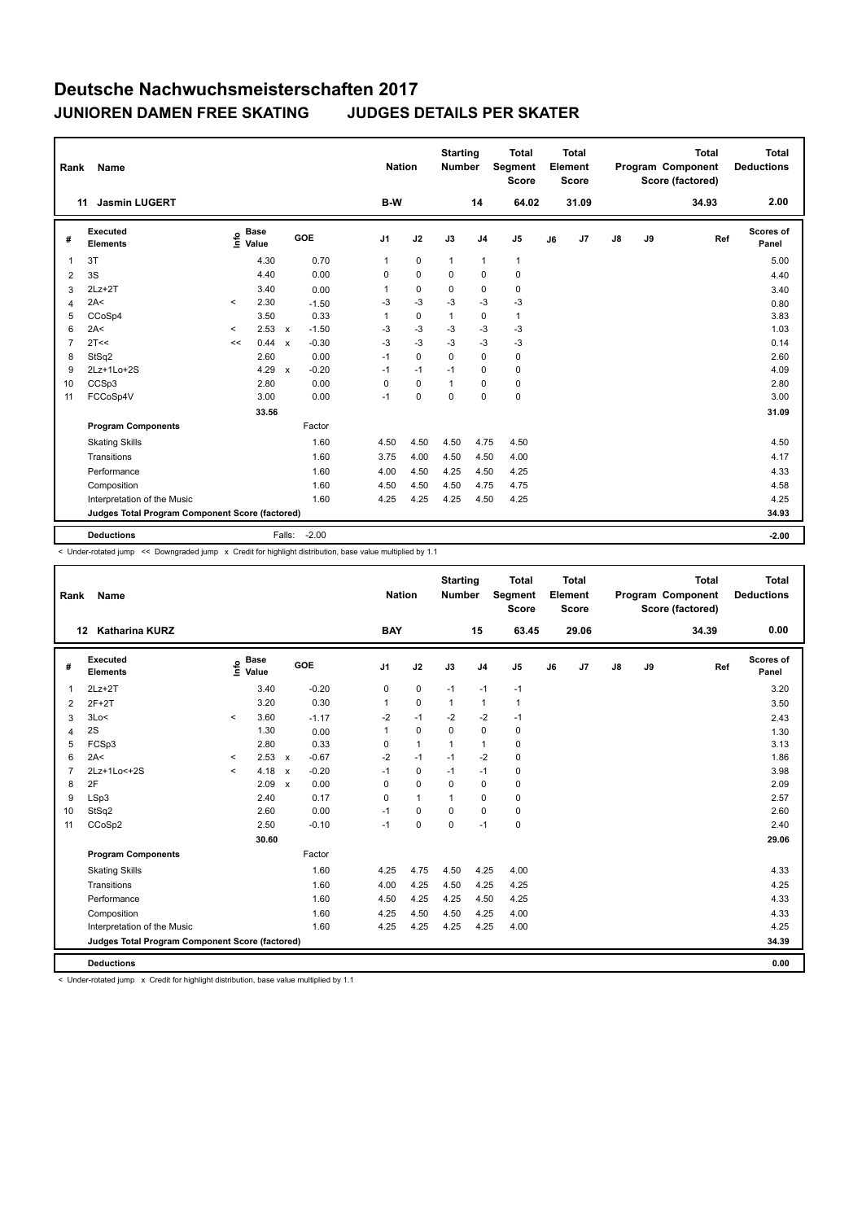# Deutsche Nachwuchsmeisterschaften 2017

## JUNIOREN DAMEN FREE SKATING JUDGES DETAILS PER SKATER

| Rank | Name | Nation | Starting Number | Total Segment Score | Total Element Score | Total Program Component Score (factored) | Total Deductions |
|---|---|---|---|---|---|---|---|
| 11 | Jasmin LUGERT | B-W | 14 | 64.02 | 31.09 | 34.93 | 2.00 |

| # | Executed Elements | Info | Base Value | | GOE | J1 | J2 | J3 | J4 | J5 | J6 | J7 | J8 | J9 | Ref | Scores of Panel |
|---|---|---|---|---|---|---|---|---|---|---|---|---|---|---|---|---|
| 1 | 3T | | 4.30 | | 0.70 | 1 | 0 | 1 | 1 | 1 | | | | | | 5.00 |
| 2 | 3S | | 4.40 | | 0.00 | 0 | 0 | 0 | 0 | 0 | | | | | | 4.40 |
| 3 | 2Lz+2T | | 3.40 | | 0.00 | 1 | 0 | 0 | 0 | 0 | | | | | | 3.40 |
| 4 | 2A< | < | 2.30 | | -1.50 | -3 | -3 | -3 | -3 | -3 | | | | | | 0.80 |
| 5 | CCoSp4 | | 3.50 | | 0.33 | 1 | 0 | 1 | 0 | 1 | | | | | | 3.83 |
| 6 | 2A< | < | 2.53 | x | -1.50 | -3 | -3 | -3 | -3 | -3 | | | | | | 1.03 |
| 7 | 2T<< | << | 0.44 | x | -0.30 | -3 | -3 | -3 | -3 | -3 | | | | | | 0.14 |
| 8 | StSq2 | | 2.60 | | 0.00 | -1 | 0 | 0 | 0 | 0 | | | | | | 2.60 |
| 9 | 2Lz+1Lo+2S | | 4.29 | x | -0.20 | -1 | -1 | -1 | 0 | 0 | | | | | | 4.09 |
| 10 | CCSp3 | | 2.80 | | 0.00 | 0 | 0 | 1 | 0 | 0 | | | | | | 2.80 |
| 11 | FCCoSp4V | | 3.00 | | 0.00 | -1 | 0 | 0 | 0 | 0 | | | | | | 3.00 |
| | | | 33.56 | | | | | | | | | | | | | 31.09 |
| | **Program Components** | | | | Factor | | | | | | | | | | | |
| | Skating Skills | | | | 1.60 | 4.50 | 4.50 | 4.50 | 4.75 | 4.50 | | | | | | 4.50 |
| | Transitions | | | | 1.60 | 3.75 | 4.00 | 4.50 | 4.50 | 4.00 | | | | | | 4.17 |
| | Performance | | | | 1.60 | 4.00 | 4.50 | 4.25 | 4.50 | 4.25 | | | | | | 4.33 |
| | Composition | | | | 1.60 | 4.50 | 4.50 | 4.50 | 4.75 | 4.75 | | | | | | 4.58 |
| | Interpretation of the Music | | | | 1.60 | 4.25 | 4.25 | 4.25 | 4.50 | 4.25 | | | | | | 4.25 |
| | **Judges Total Program Component Score (factored)** | | | | | | | | | | | | | | | 34.93 |
| | **Deductions** | | | Falls: | -2.00 | | | | | | | | | | | -2.00 |

< Under-rotated jump << Downgraded jump x Credit for highlight distribution, base value multiplied by 1.1

| Rank | Name | Nation | Starting Number | Total Segment Score | Total Element Score | Total Program Component Score (factored) | Total Deductions |
|---|---|---|---|---|---|---|---|
| 12 | Katharina KURZ | BAY | 15 | 63.45 | 29.06 | 34.39 | 0.00 |

| # | Executed Elements | Info | Base Value | | GOE | J1 | J2 | J3 | J4 | J5 | J6 | J7 | J8 | J9 | Ref | Scores of Panel |
|---|---|---|---|---|---|---|---|---|---|---|---|---|---|---|---|---|
| 1 | 2Lz+2T | | 3.40 | | -0.20 | 0 | 0 | -1 | -1 | -1 | | | | | | 3.20 |
| 2 | 2F+2T | | 3.20 | | 0.30 | 1 | 0 | 1 | 1 | 1 | | | | | | 3.50 |
| 3 | 3Lo< | < | 3.60 | | -1.17 | -2 | -1 | -2 | -2 | -1 | | | | | | 2.43 |
| 4 | 2S | | 1.30 | | 0.00 | 1 | 0 | 0 | 0 | 0 | | | | | | 1.30 |
| 5 | FCSp3 | | 2.80 | | 0.33 | 0 | 1 | 1 | 1 | 0 | | | | | | 3.13 |
| 6 | 2A< | < | 2.53 | x | -0.67 | -2 | -1 | -1 | -2 | 0 | | | | | | 1.86 |
| 7 | 2Lz+1Lo<+2S | < | 4.18 | x | -0.20 | -1 | 0 | -1 | -1 | 0 | | | | | | 3.98 |
| 8 | 2F | | 2.09 | x | 0.00 | 0 | 0 | 0 | 0 | 0 | | | | | | 2.09 |
| 9 | LSp3 | | 2.40 | | 0.17 | 0 | 1 | 1 | 0 | 0 | | | | | | 2.57 |
| 10 | StSq2 | | 2.60 | | 0.00 | -1 | 0 | 0 | 0 | 0 | | | | | | 2.60 |
| 11 | CCoSp2 | | 2.50 | | -0.10 | -1 | 0 | 0 | -1 | 0 | | | | | | 2.40 |
| | | | 30.60 | | | | | | | | | | | | | 29.06 |
| | **Program Components** | | | | Factor | | | | | | | | | | | |
| | Skating Skills | | | | 1.60 | 4.25 | 4.75 | 4.50 | 4.25 | 4.00 | | | | | | 4.33 |
| | Transitions | | | | 1.60 | 4.00 | 4.25 | 4.50 | 4.25 | 4.25 | | | | | | 4.25 |
| | Performance | | | | 1.60 | 4.50 | 4.25 | 4.25 | 4.50 | 4.25 | | | | | | 4.33 |
| | Composition | | | | 1.60 | 4.25 | 4.50 | 4.50 | 4.25 | 4.00 | | | | | | 4.33 |
| | Interpretation of the Music | | | | 1.60 | 4.25 | 4.25 | 4.25 | 4.25 | 4.00 | | | | | | 4.25 |
| | **Judges Total Program Component Score (factored)** | | | | | | | | | | | | | | | 34.39 |
| | **Deductions** | | | | | | | | | | | | | | | 0.00 |

< Under-rotated jump x Credit for highlight distribution, base value multiplied by 1.1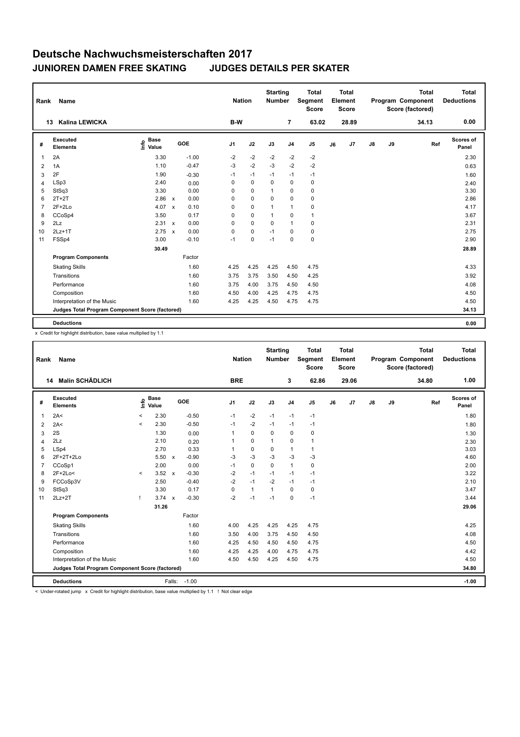# Deutsche Nachwuchsmeisterschaften 2017

## JUNIOREN DAMEN FREE SKATING JUDGES DETAILS PER SKATER

| Rank | Name | Nation | Starting Number | Total Segment Score | Total Element Score | Total Program Component Score (factored) | Total Deductions |
|---|---|---|---|---|---|---|---|
| 13 | Kalina LEWICKA | B-W | 7 | 63.02 | 28.89 | 34.13 | 0.00 |

| # | Executed Elements | Info | Base Value | | GOE | J1 | J2 | J3 | J4 | J5 | J6 | J7 | J8 | J9 | Ref | Scores of Panel |
|---|---|---|---|---|---|---|---|---|---|---|---|---|---|---|---|---|
| 1 | 2A | | 3.30 | | -1.00 | -2 | -2 | -2 | -2 | -2 | | | | | | 2.30 |
| 2 | 1A | | 1.10 | | -0.47 | -3 | -2 | -3 | -2 | -2 | | | | | | 0.63 |
| 3 | 2F | | 1.90 | | -0.30 | -1 | -1 | -1 | -1 | -1 | | | | | | 1.60 |
| 4 | LSp3 | | 2.40 | | 0.00 | 0 | 0 | 0 | 0 | 0 | | | | | | 2.40 |
| 5 | StSq3 | | 3.30 | | 0.00 | 0 | 0 | 1 | 0 | 0 | | | | | | 3.30 |
| 6 | 2T+2T | | 2.86 | x | 0.00 | 0 | 0 | 0 | 0 | 0 | | | | | | 2.86 |
| 7 | 2F+2Lo | | 4.07 | x | 0.10 | 0 | 0 | 1 | 1 | 0 | | | | | | 4.17 |
| 8 | CCoSp4 | | 3.50 | | 0.17 | 0 | 0 | 1 | 0 | 1 | | | | | | 3.67 |
| 9 | 2Lz | | 2.31 | x | 0.00 | 0 | 0 | 0 | 1 | 0 | | | | | | 2.31 |
| 10 | 2Lz+1T | | 2.75 | x | 0.00 | 0 | 0 | -1 | 0 | 0 | | | | | | 2.75 |
| 11 | FSSp4 | | 3.00 | | -0.10 | -1 | 0 | -1 | 0 | 0 | | | | | | 2.90 |
| | | | 30.49 | | | | | | | | | | | | | 28.89 |
| | **Program Components** | | | | Factor | | | | | | | | | | | |
| | Skating Skills | | | | 1.60 | 4.25 | 4.25 | 4.25 | 4.50 | 4.75 | | | | | | 4.33 |
| | Transitions | | | | 1.60 | 3.75 | 3.75 | 3.50 | 4.50 | 4.25 | | | | | | 3.92 |
| | Performance | | | | 1.60 | 3.75 | 4.00 | 3.75 | 4.50 | 4.50 | | | | | | 4.08 |
| | Composition | | | | 1.60 | 4.50 | 4.00 | 4.25 | 4.75 | 4.75 | | | | | | 4.50 |
| | Interpretation of the Music | | | | 1.60 | 4.25 | 4.25 | 4.50 | 4.75 | 4.75 | | | | | | 4.50 |
| | **Judges Total Program Component Score (factored)** | | | | | | | | | | | | | | | 34.13 |
| | **Deductions** | | | | | | | | | | | | | | | 0.00 |

x Credit for highlight distribution, base value multiplied by 1.1

| Rank | Name | Nation | Starting Number | Total Segment Score | Total Element Score | Total Program Component Score (factored) | Total Deductions |
|---|---|---|---|---|---|---|---|
| 14 | Malin SCHÄDLICH | BRE | 3 | 62.86 | 29.06 | 34.80 | 1.00 |

| # | Executed Elements | Info | Base Value | | GOE | J1 | J2 | J3 | J4 | J5 | J6 | J7 | J8 | J9 | Ref | Scores of Panel |
|---|---|---|---|---|---|---|---|---|---|---|---|---|---|---|---|---|
| 1 | 2A< | < | 2.30 | | -0.50 | -1 | -2 | -1 | -1 | -1 | | | | | | 1.80 |
| 2 | 2A< | < | 2.30 | | -0.50 | -1 | -2 | -1 | -1 | -1 | | | | | | 1.80 |
| 3 | 2S | | 1.30 | | 0.00 | 1 | 0 | 0 | 0 | 0 | | | | | | 1.30 |
| 4 | 2Lz | | 2.10 | | 0.20 | 1 | 0 | 1 | 0 | 1 | | | | | | 2.30 |
| 5 | LSp4 | | 2.70 | | 0.33 | 1 | 0 | 0 | 1 | 1 | | | | | | 3.03 |
| 6 | 2F+2T+2Lo | | 5.50 | x | -0.90 | -3 | -3 | -3 | -3 | -3 | | | | | | 4.60 |
| 7 | CCoSp1 | | 2.00 | | 0.00 | -1 | 0 | 0 | 1 | 0 | | | | | | 2.00 |
| 8 | 2F+2Lo< | < | 3.52 | x | -0.30 | -2 | -1 | -1 | -1 | -1 | | | | | | 3.22 |
| 9 | FCCoSp3V | | 2.50 | | -0.40 | -2 | -1 | -2 | -1 | -1 | | | | | | 2.10 |
| 10 | StSq3 | | 3.30 | | 0.17 | 0 | 1 | 1 | 0 | 0 | | | | | | 3.47 |
| 11 | 2Lz+2T | ! | 3.74 | x | -0.30 | -2 | -1 | -1 | 0 | -1 | | | | | | 3.44 |
| | | | 31.26 | | | | | | | | | | | | | 29.06 |
| | **Program Components** | | | | Factor | | | | | | | | | | | |
| | Skating Skills | | | | 1.60 | 4.00 | 4.25 | 4.25 | 4.25 | 4.75 | | | | | | 4.25 |
| | Transitions | | | | 1.60 | 3.50 | 4.00 | 3.75 | 4.50 | 4.50 | | | | | | 4.08 |
| | Performance | | | | 1.60 | 4.25 | 4.50 | 4.50 | 4.50 | 4.75 | | | | | | 4.50 |
| | Composition | | | | 1.60 | 4.25 | 4.25 | 4.00 | 4.75 | 4.75 | | | | | | 4.42 |
| | Interpretation of the Music | | | | 1.60 | 4.50 | 4.50 | 4.25 | 4.50 | 4.75 | | | | | | 4.50 |
| | **Judges Total Program Component Score (factored)** | | | | | | | | | | | | | | | 34.80 |
| | **Deductions** | | | Falls: | -1.00 | | | | | | | | | | | -1.00 |

< Under-rotated jump x Credit for highlight distribution, base value multiplied by 1.1 ! Not clear edge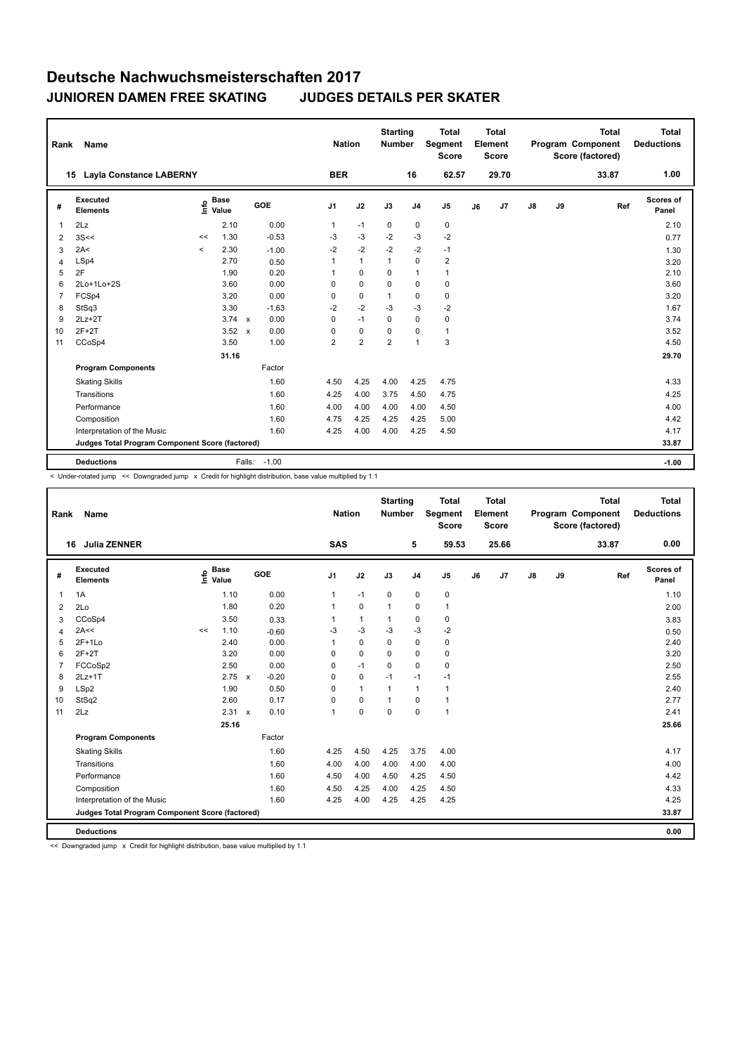# Deutsche Nachwuchsmeisterschaften 2017

## JUNIOREN DAMEN FREE SKATING JUDGES DETAILS PER SKATER

| Rank | Name | Nation | Starting Number | Total Segment Score | Total Element Score | Total Program Component Score (factored) | Total Deductions |
|---|---|---|---|---|---|---|---|
| 15 | Layla Constance LABERNY | BER | 16 | 62.57 | 29.70 | 33.87 | 1.00 |

| # | Executed Elements | Info | Base Value | | GOE | J1 | J2 | J3 | J4 | J5 | J6 | J7 | J8 | J9 | Ref | Scores of Panel |
|---|---|---|---|---|---|---|---|---|---|---|---|---|---|---|---|---|
| 1 | 2Lz | | 2.10 | | 0.00 | 1 | -1 | 0 | 0 | 0 | | | | | | 2.10 |
| 2 | 3S<< | << | 1.30 | | -0.53 | -3 | -3 | -2 | -3 | -2 | | | | | | 0.77 |
| 3 | 2A< | < | 2.30 | | -1.00 | -2 | -2 | -2 | -2 | -1 | | | | | | 1.30 |
| 4 | LSp4 | | 2.70 | | 0.50 | 1 | 1 | 1 | 0 | 2 | | | | | | 3.20 |
| 5 | 2F | | 1.90 | | 0.20 | 1 | 0 | 0 | 1 | 1 | | | | | | 2.10 |
| 6 | 2Lo+1Lo+2S | | 3.60 | | 0.00 | 0 | 0 | 0 | 0 | 0 | | | | | | 3.60 |
| 7 | FCSp4 | | 3.20 | | 0.00 | 0 | 0 | 1 | 0 | 0 | | | | | | 3.20 |
| 8 | StSq3 | | 3.30 | | -1.63 | -2 | -2 | -3 | -3 | -2 | | | | | | 1.67 |
| 9 | 2Lz+2T | | 3.74 | x | 0.00 | 0 | -1 | 0 | 0 | 0 | | | | | | 3.74 |
| 10 | 2F+2T | | 3.52 | x | 0.00 | 0 | 0 | 0 | 0 | 1 | | | | | | 3.52 |
| 11 | CCoSp4 | | 3.50 | | 1.00 | 2 | 2 | 2 | 1 | 3 | | | | | | 4.50 |
| | | | 31.16 | | | | | | | | | | | | | 29.70 |
| | **Program Components** | | | | Factor | | | | | | | | | | | |
| | Skating Skills | | | | 1.60 | 4.50 | 4.25 | 4.00 | 4.25 | 4.75 | | | | | | 4.33 |
| | Transitions | | | | 1.60 | 4.25 | 4.00 | 3.75 | 4.50 | 4.75 | | | | | | 4.25 |
| | Performance | | | | 1.60 | 4.00 | 4.00 | 4.00 | 4.00 | 4.50 | | | | | | 4.00 |
| | Composition | | | | 1.60 | 4.75 | 4.25 | 4.25 | 4.25 | 5.00 | | | | | | 4.42 |
| | Interpretation of the Music | | | | 1.60 | 4.25 | 4.00 | 4.00 | 4.25 | 4.50 | | | | | | 4.17 |
| | **Judges Total Program Component Score (factored)** | | | | | | | | | | | | | | | 33.87 |
| | **Deductions** | | | Falls: | -1.00 | | | | | | | | | | | -1.00 |

< Under-rotated jump << Downgraded jump x Credit for highlight distribution, base value multiplied by 1.1

| Rank | Name | Nation | Starting Number | Total Segment Score | Total Element Score | Total Program Component Score (factored) | Total Deductions |
|---|---|---|---|---|---|---|---|
| 16 | Julia ZENNER | SAS | 5 | 59.53 | 25.66 | 33.87 | 0.00 |

| # | Executed Elements | Info | Base Value | | GOE | J1 | J2 | J3 | J4 | J5 | J6 | J7 | J8 | J9 | Ref | Scores of Panel |
|---|---|---|---|---|---|---|---|---|---|---|---|---|---|---|---|---|
| 1 | 1A | | 1.10 | | 0.00 | 1 | -1 | 0 | 0 | 0 | | | | | | 1.10 |
| 2 | 2Lo | | 1.80 | | 0.20 | 1 | 0 | 1 | 0 | 1 | | | | | | 2.00 |
| 3 | CCoSp4 | | 3.50 | | 0.33 | 1 | 1 | 1 | 0 | 0 | | | | | | 3.83 |
| 4 | 2A<< | << | 1.10 | | -0.60 | -3 | -3 | -3 | -3 | -2 | | | | | | 0.50 |
| 5 | 2F+1Lo | | 2.40 | | 0.00 | 1 | 0 | 0 | 0 | 0 | | | | | | 2.40 |
| 6 | 2F+2T | | 3.20 | | 0.00 | 0 | 0 | 0 | 0 | 0 | | | | | | 3.20 |
| 7 | FCCoSp2 | | 2.50 | | 0.00 | 0 | -1 | 0 | 0 | 0 | | | | | | 2.50 |
| 8 | 2Lz+1T | | 2.75 | x | -0.20 | 0 | 0 | -1 | -1 | -1 | | | | | | 2.55 |
| 9 | LSp2 | | 1.90 | | 0.50 | 0 | 1 | 1 | 1 | 1 | | | | | | 2.40 |
| 10 | StSq2 | | 2.60 | | 0.17 | 0 | 0 | 1 | 0 | 1 | | | | | | 2.77 |
| 11 | 2Lz | | 2.31 | x | 0.10 | 1 | 0 | 0 | 0 | 1 | | | | | | 2.41 |
| | | | 25.16 | | | | | | | | | | | | | 25.66 |
| | **Program Components** | | | | Factor | | | | | | | | | | | |
| | Skating Skills | | | | 1.60 | 4.25 | 4.50 | 4.25 | 3.75 | 4.00 | | | | | | 4.17 |
| | Transitions | | | | 1.60 | 4.00 | 4.00 | 4.00 | 4.00 | 4.00 | | | | | | 4.00 |
| | Performance | | | | 1.60 | 4.50 | 4.00 | 4.50 | 4.25 | 4.50 | | | | | | 4.42 |
| | Composition | | | | 1.60 | 4.50 | 4.25 | 4.00 | 4.25 | 4.50 | | | | | | 4.33 |
| | Interpretation of the Music | | | | 1.60 | 4.25 | 4.00 | 4.25 | 4.25 | 4.25 | | | | | | 4.25 |
| | **Judges Total Program Component Score (factored)** | | | | | | | | | | | | | | | 33.87 |
| | **Deductions** | | | | | | | | | | | | | | | 0.00 |

<< Downgraded jump x Credit for highlight distribution, base value multiplied by 1.1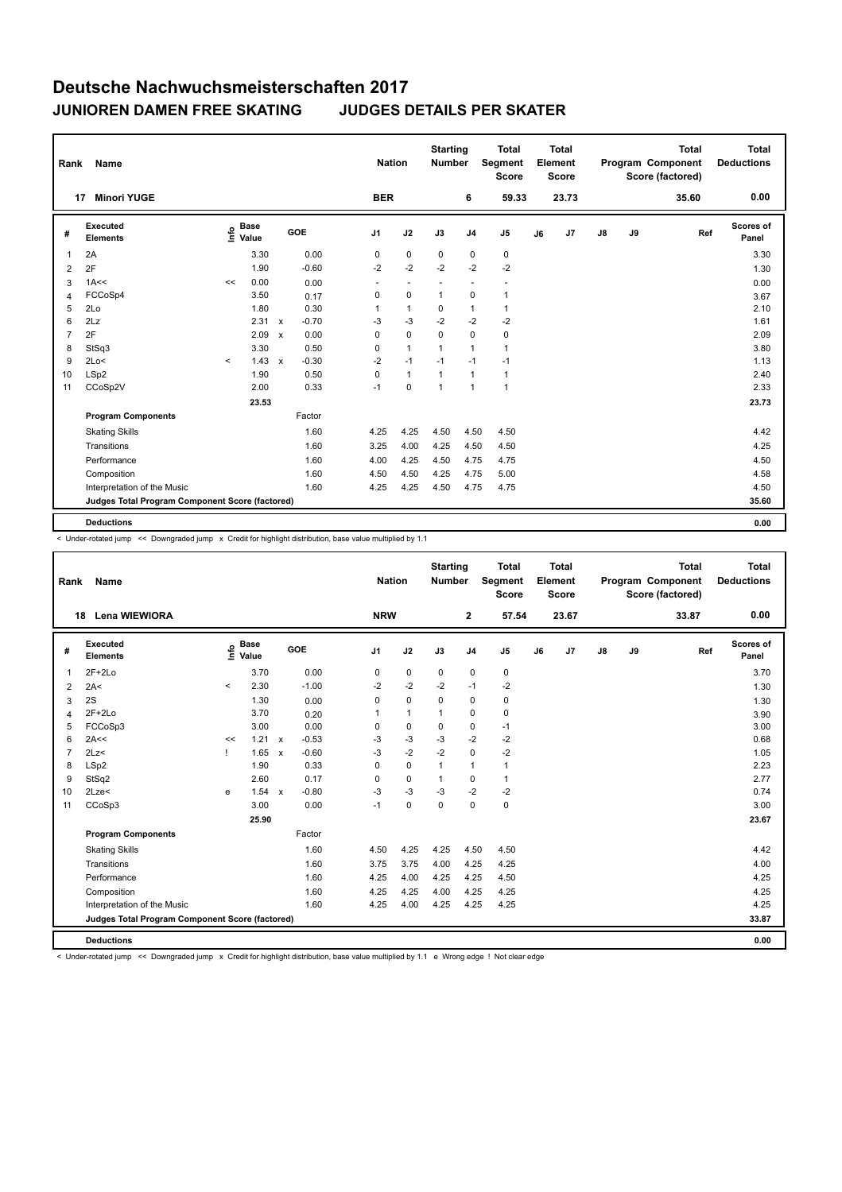# Deutsche Nachwuchsmeisterschaften 2017

## JUNIOREN DAMEN FREE SKATING JUDGES DETAILS PER SKATER

| Rank | Name | Nation | Starting Number | Total Segment Score | Total Element Score | Total Program Component Score (factored) | Total Deductions |
|---|---|---|---|---|---|---|---|
| 17 | Minori YUGE | BER | 6 | 59.33 | 23.73 | 35.60 | 0.00 |

| # | Executed Elements | Info | Base Value | | GOE | J1 | J2 | J3 | J4 | J5 | J6 | J7 | J8 | J9 | Ref | Scores of Panel |
|---|---|---|---|---|---|---|---|---|---|---|---|---|---|---|---|---|
| 1 | 2A | | 3.30 | | 0.00 | 0 | 0 | 0 | 0 | 0 | | | | | | 3.30 |
| 2 | 2F | | 1.90 | | -0.60 | -2 | -2 | -2 | -2 | -2 | | | | | | 1.30 |
| 3 | 1A<< | << | 0.00 | | 0.00 | - | - | - | - | - | | | | | | 0.00 |
| 4 | FCCoSp4 | | 3.50 | | 0.17 | 0 | 0 | 1 | 0 | 1 | | | | | | 3.67 |
| 5 | 2Lo | | 1.80 | | 0.30 | 1 | 1 | 0 | 1 | 1 | | | | | | 2.10 |
| 6 | 2Lz | | 2.31 | x | -0.70 | -3 | -3 | -2 | -2 | -2 | | | | | | 1.61 |
| 7 | 2F | | 2.09 | x | 0.00 | 0 | 0 | 0 | 0 | 0 | | | | | | 2.09 |
| 8 | StSq3 | | 3.30 | | 0.50 | 0 | 1 | 1 | 1 | 1 | | | | | | 3.80 |
| 9 | 2Lo< | < | 1.43 | x | -0.30 | -2 | -1 | -1 | -1 | -1 | | | | | | 1.13 |
| 10 | LSp2 | | 1.90 | | 0.50 | 0 | 1 | 1 | 1 | 1 | | | | | | 2.40 |
| 11 | CCoSp2V | | 2.00 | | 0.33 | -1 | 0 | 1 | 1 | 1 | | | | | | 2.33 |
| | | | 23.53 | | | | | | | | | | | | | 23.73 |
| | **Program Components** | | | | Factor | | | | | | | | | | | |
| | Skating Skills | | | | 1.60 | 4.25 | 4.25 | 4.50 | 4.50 | 4.50 | | | | | | 4.42 |
| | Transitions | | | | 1.60 | 3.25 | 4.00 | 4.25 | 4.50 | 4.50 | | | | | | 4.25 |
| | Performance | | | | 1.60 | 4.00 | 4.25 | 4.50 | 4.75 | 4.75 | | | | | | 4.50 |
| | Composition | | | | 1.60 | 4.50 | 4.50 | 4.25 | 4.75 | 5.00 | | | | | | 4.58 |
| | Interpretation of the Music | | | | 1.60 | 4.25 | 4.25 | 4.50 | 4.75 | 4.75 | | | | | | 4.50 |
| | **Judges Total Program Component Score (factored)** | | | | | | | | | | | | | | | 35.60 |
| | **Deductions** | | | | | | | | | | | | | | | 0.00 |

< Under-rotated jump << Downgraded jump x Credit for highlight distribution, base value multiplied by 1.1

| Rank | Name | Nation | Starting Number | Total Segment Score | Total Element Score | Total Program Component Score (factored) | Total Deductions |
|---|---|---|---|---|---|---|---|
| 18 | Lena WIEWIORA | NRW | 2 | 57.54 | 23.67 | 33.87 | 0.00 |

| # | Executed Elements | Info | Base Value | | GOE | J1 | J2 | J3 | J4 | J5 | J6 | J7 | J8 | J9 | Ref | Scores of Panel |
|---|---|---|---|---|---|---|---|---|---|---|---|---|---|---|---|---|
| 1 | 2F+2Lo | | 3.70 | | 0.00 | 0 | 0 | 0 | 0 | 0 | | | | | | 3.70 |
| 2 | 2A< | < | 2.30 | | -1.00 | -2 | -2 | -2 | -1 | -2 | | | | | | 1.30 |
| 3 | 2S | | 1.30 | | 0.00 | 0 | 0 | 0 | 0 | 0 | | | | | | 1.30 |
| 4 | 2F+2Lo | | 3.70 | | 0.20 | 1 | 1 | 1 | 0 | 0 | | | | | | 3.90 |
| 5 | FCCoSp3 | | 3.00 | | 0.00 | 0 | 0 | 0 | 0 | -1 | | | | | | 3.00 |
| 6 | 2A<< | << | 1.21 | x | -0.53 | -3 | -3 | -3 | -2 | -2 | | | | | | 0.68 |
| 7 | 2Lz< | ! | 1.65 | x | -0.60 | -3 | -2 | -2 | 0 | -2 | | | | | | 1.05 |
| 8 | LSp2 | | 1.90 | | 0.33 | 0 | 0 | 1 | 1 | 1 | | | | | | 2.23 |
| 9 | StSq2 | | 2.60 | | 0.17 | 0 | 0 | 1 | 0 | 1 | | | | | | 2.77 |
| 10 | 2Lze< | e | 1.54 | x | -0.80 | -3 | -3 | -3 | -2 | -2 | | | | | | 0.74 |
| 11 | CCoSp3 | | 3.00 | | 0.00 | -1 | 0 | 0 | 0 | 0 | | | | | | 3.00 |
| | | | 25.90 | | | | | | | | | | | | | 23.67 |
| | **Program Components** | | | | Factor | | | | | | | | | | | |
| | Skating Skills | | | | 1.60 | 4.50 | 4.25 | 4.25 | 4.50 | 4.50 | | | | | | 4.42 |
| | Transitions | | | | 1.60 | 3.75 | 3.75 | 4.00 | 4.25 | 4.25 | | | | | | 4.00 |
| | Performance | | | | 1.60 | 4.25 | 4.00 | 4.25 | 4.25 | 4.50 | | | | | | 4.25 |
| | Composition | | | | 1.60 | 4.25 | 4.25 | 4.00 | 4.25 | 4.25 | | | | | | 4.25 |
| | Interpretation of the Music | | | | 1.60 | 4.25 | 4.00 | 4.25 | 4.25 | 4.25 | | | | | | 4.25 |
| | **Judges Total Program Component Score (factored)** | | | | | | | | | | | | | | | 33.87 |
| | **Deductions** | | | | | | | | | | | | | | | 0.00 |

< Under-rotated jump << Downgraded jump x Credit for highlight distribution, base value multiplied by 1.1 e Wrong edge ! Not clear edge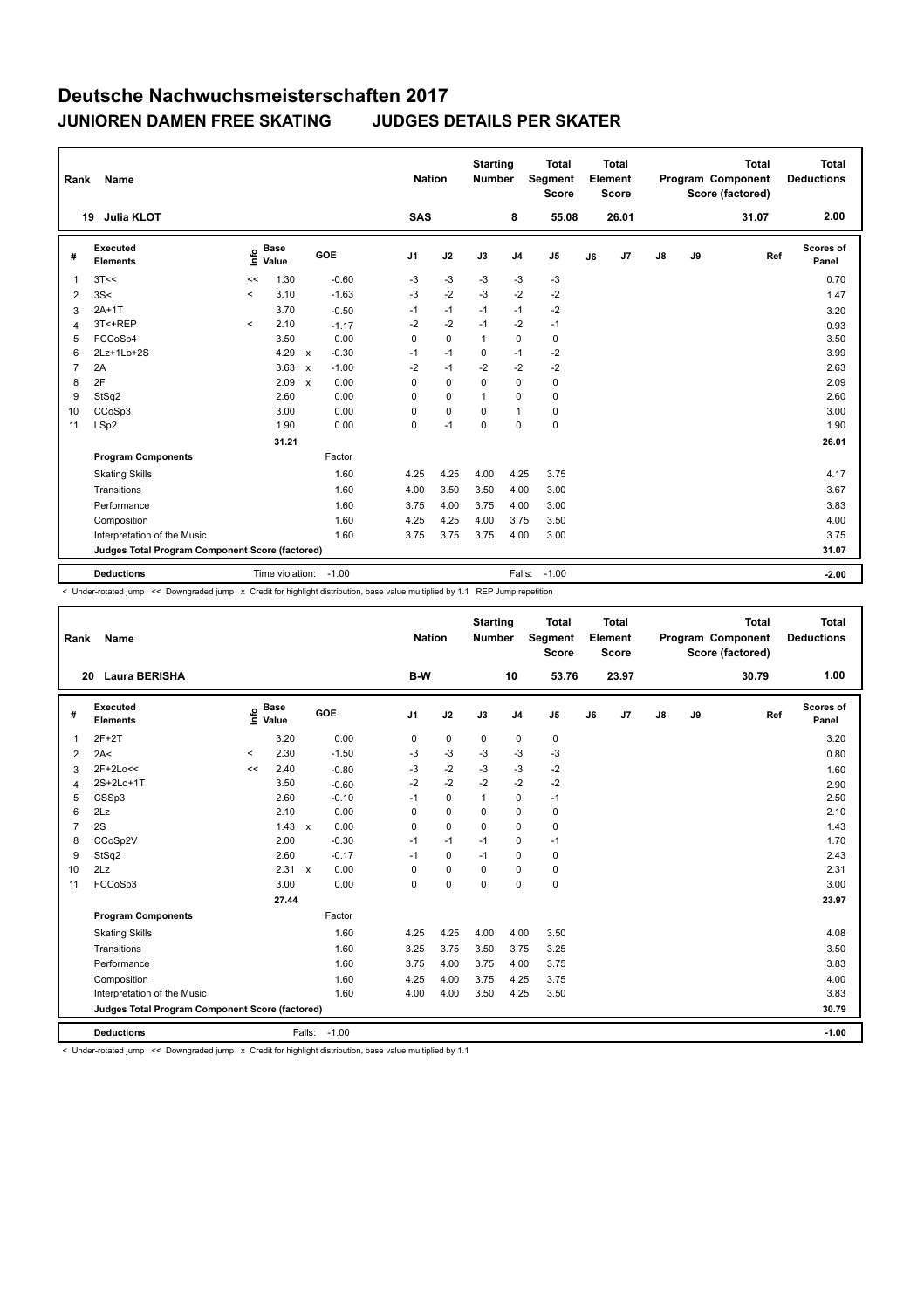# Deutsche Nachwuchsmeisterschaften 2017

## JUNIOREN DAMEN FREE SKATING JUDGES DETAILS PER SKATER

| Rank | Name | Nation | Starting Number | Total Segment Score | Total Element Score | Total Program Component Score (factored) | Total Deductions |
|---|---|---|---|---|---|---|---|
| 19 | Julia KLOT | SAS | 8 | 55.08 | 26.01 | 31.07 | 2.00 |

| # | Executed Elements | Info | Base Value | | GOE | J1 | J2 | J3 | J4 | J5 | J6 | J7 | J8 | J9 | Ref | Scores of Panel |
|---|---|---|---|---|---|---|---|---|---|---|---|---|---|---|---|---|
| 1 | 3T<< | << | 1.30 | | -0.60 | -3 | -3 | -3 | -3 | -3 | | | | | | 0.70 |
| 2 | 3S< | < | 3.10 | | -1.63 | -3 | -2 | -3 | -2 | -2 | | | | | | 1.47 |
| 3 | 2A+1T | | 3.70 | | -0.50 | -1 | -1 | -1 | -1 | -2 | | | | | | 3.20 |
| 4 | 3T<+REP | < | 2.10 | | -1.17 | -2 | -2 | -1 | -2 | -1 | | | | | | 0.93 |
| 5 | FCCoSp4 | | 3.50 | | 0.00 | 0 | 0 | 1 | 0 | 0 | | | | | | 3.50 |
| 6 | 2Lz+1Lo+2S | | 4.29 | x | -0.30 | -1 | -1 | 0 | -1 | -2 | | | | | | 3.99 |
| 7 | 2A | | 3.63 | x | -1.00 | -2 | -1 | -2 | -2 | -2 | | | | | | 2.63 |
| 8 | 2F | | 2.09 | x | 0.00 | 0 | 0 | 0 | 0 | 0 | | | | | | 2.09 |
| 9 | StSq2 | | 2.60 | | 0.00 | 0 | 0 | 1 | 0 | 0 | | | | | | 2.60 |
| 10 | CCoSp3 | | 3.00 | | 0.00 | 0 | 0 | 0 | 1 | 0 | | | | | | 3.00 |
| 11 | LSp2 | | 1.90 | | 0.00 | 0 | -1 | 0 | 0 | 0 | | | | | | 1.90 |
| | | | 31.21 | | | | | | | | | | | | | 26.01 |
| | **Program Components** | | | | Factor | | | | | | | | | | | |
| | Skating Skills | | | | 1.60 | 4.25 | 4.25 | 4.00 | 4.25 | 3.75 | | | | | | 4.17 |
| | Transitions | | | | 1.60 | 4.00 | 3.50 | 3.50 | 4.00 | 3.00 | | | | | | 3.67 |
| | Performance | | | | 1.60 | 3.75 | 4.00 | 3.75 | 4.00 | 3.00 | | | | | | 3.83 |
| | Composition | | | | 1.60 | 4.25 | 4.25 | 4.00 | 3.75 | 3.50 | | | | | | 4.00 |
| | Interpretation of the Music | | | | 1.60 | 3.75 | 3.75 | 3.75 | 4.00 | 3.00 | | | | | | 3.75 |
| | **Judges Total Program Component Score (factored)** | | | | | | | | | | | | | | | 31.07 |
| | **Deductions** | | Time violation: | | -1.00 | | | | Falls: | -1.00 | | | | | | -2.00 |

< Under-rotated jump << Downgraded jump x Credit for highlight distribution, base value multiplied by 1.1 REP Jump repetition

| Rank | Name | Nation | Starting Number | Total Segment Score | Total Element Score | Total Program Component Score (factored) | Total Deductions |
|---|---|---|---|---|---|---|---|
| 20 | Laura BERISHA | B-W | 10 | 53.76 | 23.97 | 30.79 | 1.00 |

| # | Executed Elements | Info | Base Value | | GOE | J1 | J2 | J3 | J4 | J5 | J6 | J7 | J8 | J9 | Ref | Scores of Panel |
|---|---|---|---|---|---|---|---|---|---|---|---|---|---|---|---|---|
| 1 | 2F+2T | | 3.20 | | 0.00 | 0 | 0 | 0 | 0 | 0 | | | | | | 3.20 |
| 2 | 2A< | < | 2.30 | | -1.50 | -3 | -3 | -3 | -3 | -3 | | | | | | 0.80 |
| 3 | 2F+2Lo<< | << | 2.40 | | -0.80 | -3 | -2 | -3 | -3 | -2 | | | | | | 1.60 |
| 4 | 2S+2Lo+1T | | 3.50 | | -0.60 | -2 | -2 | -2 | -2 | -2 | | | | | | 2.90 |
| 5 | CSSp3 | | 2.60 | | -0.10 | -1 | 0 | 1 | 0 | -1 | | | | | | 2.50 |
| 6 | 2Lz | | 2.10 | | 0.00 | 0 | 0 | 0 | 0 | 0 | | | | | | 2.10 |
| 7 | 2S | | 1.43 | x | 0.00 | 0 | 0 | 0 | 0 | 0 | | | | | | 1.43 |
| 8 | CCoSp2V | | 2.00 | | -0.30 | -1 | -1 | -1 | 0 | -1 | | | | | | 1.70 |
| 9 | StSq2 | | 2.60 | | -0.17 | -1 | 0 | -1 | 0 | 0 | | | | | | 2.43 |
| 10 | 2Lz | | 2.31 | x | 0.00 | 0 | 0 | 0 | 0 | 0 | | | | | | 2.31 |
| 11 | FCCoSp3 | | 3.00 | | 0.00 | 0 | 0 | 0 | 0 | 0 | | | | | | 3.00 |
| | | | 27.44 | | | | | | | | | | | | | 23.97 |
| | **Program Components** | | | | Factor | | | | | | | | | | | |
| | Skating Skills | | | | 1.60 | 4.25 | 4.25 | 4.00 | 4.00 | 3.50 | | | | | | 4.08 |
| | Transitions | | | | 1.60 | 3.25 | 3.75 | 3.50 | 3.75 | 3.25 | | | | | | 3.50 |
| | Performance | | | | 1.60 | 3.75 | 4.00 | 3.75 | 4.00 | 3.75 | | | | | | 3.83 |
| | Composition | | | | 1.60 | 4.25 | 4.00 | 3.75 | 4.25 | 3.75 | | | | | | 4.00 |
| | Interpretation of the Music | | | | 1.60 | 4.00 | 4.00 | 3.50 | 4.25 | 3.50 | | | | | | 3.83 |
| | **Judges Total Program Component Score (factored)** | | | | | | | | | | | | | | | 30.79 |
| | **Deductions** | | Falls: | | -1.00 | | | | | | | | | | | -1.00 |

< Under-rotated jump << Downgraded jump x Credit for highlight distribution, base value multiplied by 1.1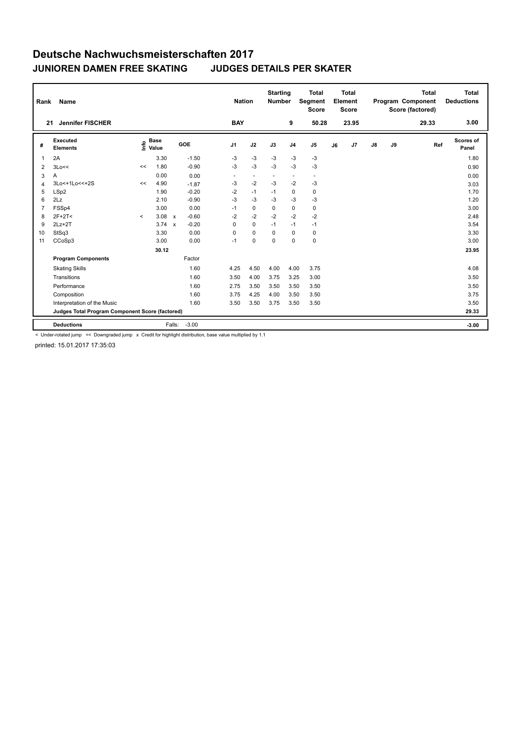# Deutsche Nachwuchsmeisterschaften 2017

## JUNIOREN DAMEN FREE SKATING JUDGES DETAILS PER SKATER

| Rank | Name | Nation | Starting Number | Total Segment Score | Total Element Score | Total Program Component Score (factored) | Total Deductions |
|---|---|---|---|---|---|---|---|
| 21 | Jennifer FISCHER | BAY | 9 | 50.28 | 23.95 | 29.33 | 3.00 |

| # | Executed Elements | Info | Base Value | | GOE | J1 | J2 | J3 | J4 | J5 | J6 | J7 | J8 | J9 | Ref | Scores of Panel |
|---|---|---|---|---|---|---|---|---|---|---|---|---|---|---|---|---|
| 1 | 2A | | 3.30 | | -1.50 | -3 | -3 | -3 | -3 | -3 | | | | | | 1.80 |
| 2 | 3Lo<< | << | 1.80 | | -0.90 | -3 | -3 | -3 | -3 | -3 | | | | | | 0.90 |
| 3 | A | | 0.00 | | 0.00 | - | - | - | - | - | | | | | | 0.00 |
| 4 | 3Lo<+1Lo<<+2S | << | 4.90 | | -1.87 | -3 | -2 | -3 | -2 | -3 | | | | | | 3.03 |
| 5 | LSp2 | | 1.90 | | -0.20 | -2 | -1 | -1 | 0 | 0 | | | | | | 1.70 |
| 6 | 2Lz | | 2.10 | | -0.90 | -3 | -3 | -3 | -3 | -3 | | | | | | 1.20 |
| 7 | FSSp4 | | 3.00 | | 0.00 | -1 | 0 | 0 | 0 | 0 | | | | | | 3.00 |
| 8 | 2F+2T< | < | 3.08 | x | -0.60 | -2 | -2 | -2 | -2 | -2 | | | | | | 2.48 |
| 9 | 2Lz+2T | | 3.74 | x | -0.20 | 0 | 0 | -1 | -1 | -1 | | | | | | 3.54 |
| 10 | StSq3 | | 3.30 | | 0.00 | 0 | 0 | 0 | 0 | 0 | | | | | | 3.30 |
| 11 | CCoSp3 | | 3.00 | | 0.00 | -1 | 0 | 0 | 0 | 0 | | | | | | 3.00 |
| | | | 30.12 | | | | | | | | | | | | | 23.95 |
| | **Program Components** | | | | Factor | | | | | | | | | | | |
| | Skating Skills | | | | 1.60 | 4.25 | 4.50 | 4.00 | 4.00 | 3.75 | | | | | | 4.08 |
| | Transitions | | | | 1.60 | 3.50 | 4.00 | 3.75 | 3.25 | 3.00 | | | | | | 3.50 |
| | Performance | | | | 1.60 | 2.75 | 3.50 | 3.50 | 3.50 | 3.50 | | | | | | 3.50 |
| | Composition | | | | 1.60 | 3.75 | 4.25 | 4.00 | 3.50 | 3.50 | | | | | | 3.75 |
| | Interpretation of the Music | | | | 1.60 | 3.50 | 3.50 | 3.75 | 3.50 | 3.50 | | | | | | 3.50 |
| | **Judges Total Program Component Score (factored)** | | | | | | | | | | | | | | | 29.33 |
| | **Deductions** | | Falls: | | -3.00 | | | | | | | | | | | -3.00 |

< Under-rotated jump << Downgraded jump x Credit for highlight distribution, base value multiplied by 1.1

printed: 15.01.2017 17:35:03